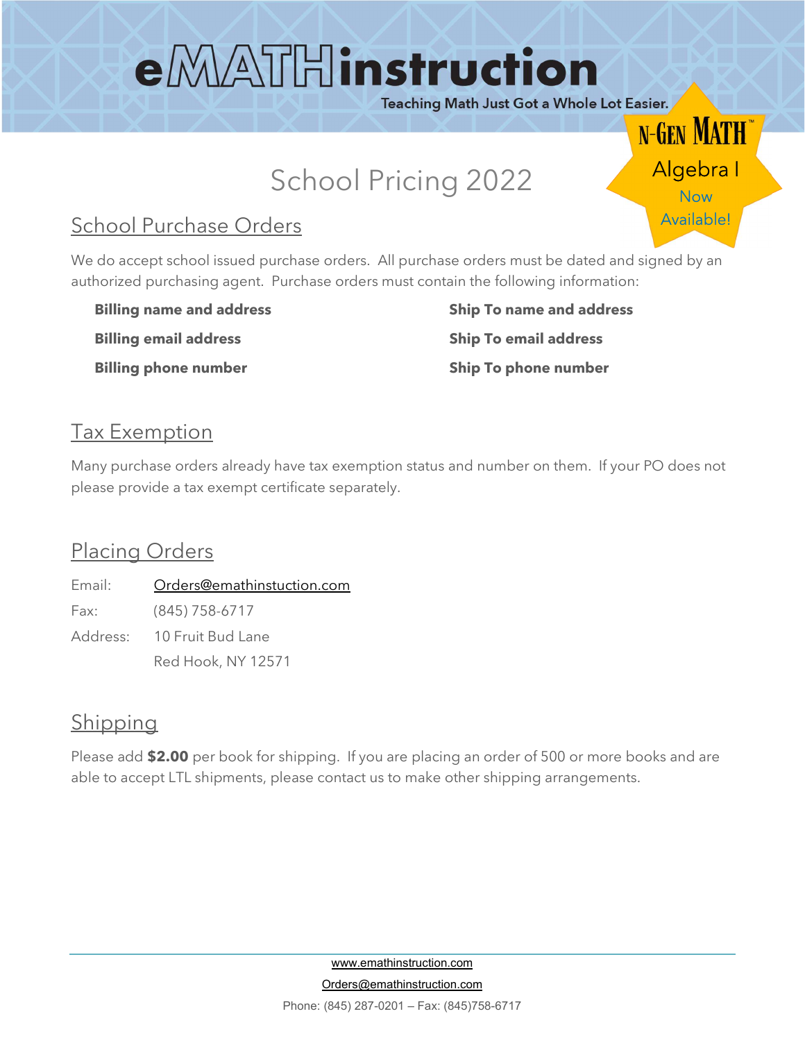# eMATHinstruction

Teaching Math Just Got a Whole Lot Easier.

N-GEN MATH™ Algebra I Now Available!

# School Pricing 2022

## School Purchase Orders

We do accept school issued purchase orders. All purchase orders must be dated and signed by an authorized purchasing agent. Purchase orders must contain the following information:

- **Billing name and address**
- **Billing email address**
- **Billing phone number**
- **Ship To name and address**
- **Ship To email address**
- **Ship To phone number**

## Tax Exemption

Many purchase orders already have tax exemption status and number on them. If your PO does not please provide a tax exempt certificate separately.

## Placing Orders

Email: Orders@emathinstuction.com

Fax: (845) 758-6717

Address: 10 Fruit Bud Lane
Red Hook, NY 12571

## Shipping

Please add **$2.00** per book for shipping. If you are placing an order of 500 or more books and are able to accept LTL shipments, please contact us to make other shipping arrangements.

www.emathinstruction.com

Orders@emathinstruction.com

Phone: (845) 287-0201 – Fax: (845)758-6717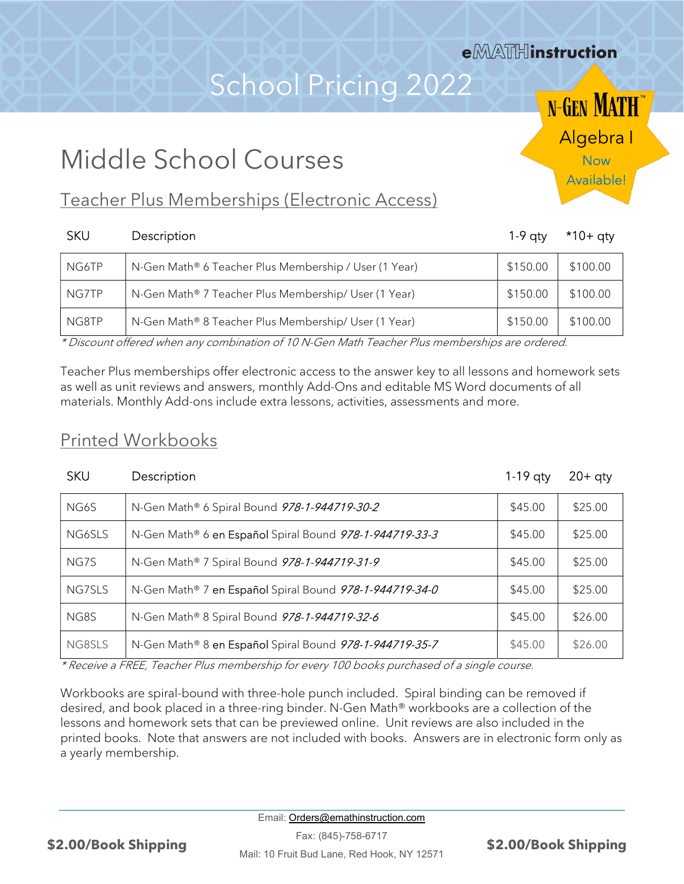eMATHinstruction

# School Pricing 2022

N-GEN MATH™ Algebra I Now Available!

## Middle School Courses

### Teacher Plus Memberships (Electronic Access)

| SKU | Description | 1-9 qty | *10+ qty |
|---|---|---|---|
| NG6TP | N-Gen Math® 6 Teacher Plus Membership / User (1 Year) | $150.00 | $100.00 |
| NG7TP | N-Gen Math® 7 Teacher Plus Membership/ User (1 Year) | $150.00 | $100.00 |
| NG8TP | N-Gen Math® 8 Teacher Plus Membership/ User (1 Year) | $150.00 | $100.00 |

*\* Discount offered when any combination of 10 N-Gen Math Teacher Plus memberships are ordered.*

Teacher Plus memberships offer electronic access to the answer key to all lessons and homework sets as well as unit reviews and answers, monthly Add-Ons and editable MS Word documents of all materials. Monthly Add-ons include extra lessons, activities, assessments and more.

### Printed Workbooks

| SKU | Description | 1-19 qty | 20+ qty |
|---|---|---|---|
| NG6S | N-Gen Math® 6 Spiral Bound *978-1-944719-30-2* | $45.00 | $25.00 |
| NG6SLS | N-Gen Math® 6 en Español Spiral Bound *978-1-944719-33-3* | $45.00 | $25.00 |
| NG7S | N-Gen Math® 7 Spiral Bound *978-1-944719-31-9* | $45.00 | $25.00 |
| NG7SLS | N-Gen Math® 7 en Español Spiral Bound *978-1-944719-34-0* | $45.00 | $25.00 |
| NG8S | N-Gen Math® 8 Spiral Bound *978-1-944719-32-6* | $45.00 | $26.00 |
| NG8SLS | N-Gen Math® 8 en Español Spiral Bound *978-1-944719-35-7* | $45.00 | $26.00 |

*\* Receive a FREE, Teacher Plus membership for every 100 books purchased of a single course.*

Workbooks are spiral-bound with three-hole punch included. Spiral binding can be removed if desired, and book placed in a three-ring binder. N-Gen Math® workbooks are a collection of the lessons and homework sets that can be previewed online. Unit reviews are also included in the printed books. Note that answers are not included with books. Answers are in electronic form only as a yearly membership.

**$2.00/Book Shipping**

Email: Orders@emathinstruction.com

Fax: (845)-758-6717

Mail: 10 Fruit Bud Lane, Red Hook, NY 12571

**$2.00/Book Shipping**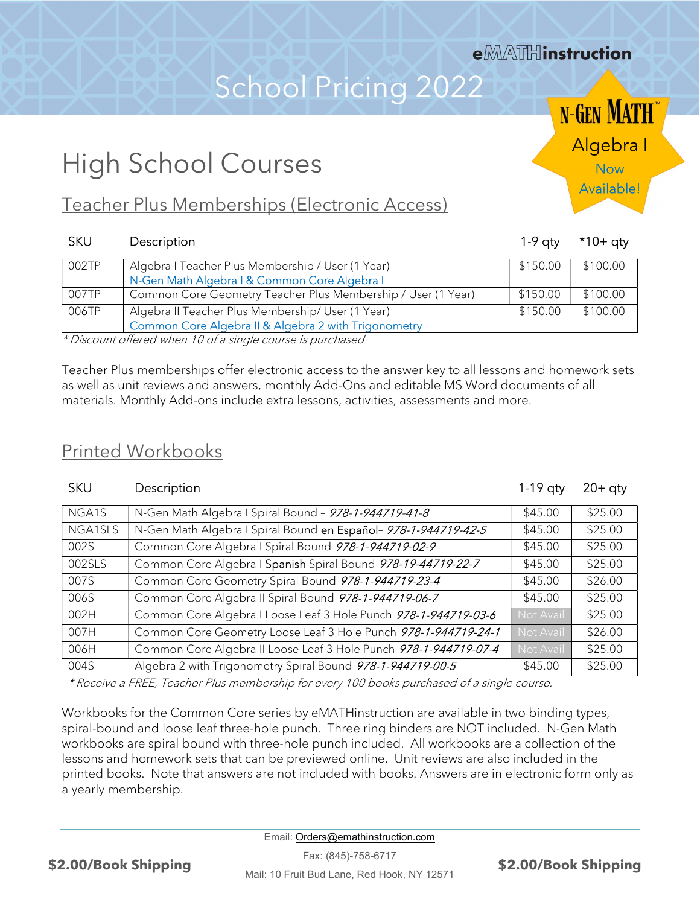eMATHinstruction

# School Pricing 2022

N-GEN MATH™ Algebra I Now Available!

## High School Courses

### Teacher Plus Memberships (Electronic Access)

| SKU | Description | 1-9 qty | *10+ qty |
|---|---|---|---|
| 002TP | Algebra I Teacher Plus Membership / User (1 Year) N-Gen Math Algebra I & Common Core Algebra I | $150.00 | $100.00 |
| 007TP | Common Core Geometry Teacher Plus Membership / User (1 Year) | $150.00 | $100.00 |
| 006TP | Algebra II Teacher Plus Membership/ User (1 Year) Common Core Algebra II & Algebra 2 with Trigonometry | $150.00 | $100.00 |

*\* Discount offered when 10 of a single course is purchased*

Teacher Plus memberships offer electronic access to the answer key to all lessons and homework sets as well as unit reviews and answers, monthly Add-Ons and editable MS Word documents of all materials. Monthly Add-ons include extra lessons, activities, assessments and more.

### Printed Workbooks

| SKU | Description | 1-19 qty | 20+ qty |
|---|---|---|---|
| NGA1S | N-Gen Math Algebra I Spiral Bound – *978-1-944719-41-8* | $45.00 | $25.00 |
| NGA1SLS | N-Gen Math Algebra I Spiral Bound en Español– *978-1-944719-42-5* | $45.00 | $25.00 |
| 002S | Common Core Algebra I Spiral Bound *978-1-944719-02-9* | $45.00 | $25.00 |
| 002SLS | Common Core Algebra I Spanish Spiral Bound *978-19-44719-22-7* | $45.00 | $25.00 |
| 007S | Common Core Geometry Spiral Bound *978-1-944719-23-4* | $45.00 | $26.00 |
| 006S | Common Core Algebra II Spiral Bound *978-1-944719-06-7* | $45.00 | $25.00 |
| 002H | Common Core Algebra I Loose Leaf 3 Hole Punch *978-1-944719-03-6* | Not Avail | $25.00 |
| 007H | Common Core Geometry Loose Leaf 3 Hole Punch *978-1-944719-24-1* | Not Avail | $26.00 |
| 006H | Common Core Algebra II Loose Leaf 3 Hole Punch *978-1-944719-07-4* | Not Avail | $25.00 |
| 004S | Algebra 2 with Trigonometry Spiral Bound *978-1-944719-00-5* | $45.00 | $25.00 |

*\* Receive a FREE, Teacher Plus membership for every 100 books purchased of a single course.*

Workbooks for the Common Core series by eMATHinstruction are available in two binding types, spiral-bound and loose leaf three-hole punch. Three ring binders are NOT included. N-Gen Math workbooks are spiral bound with three-hole punch included. All workbooks are a collection of the lessons and homework sets that can be previewed online. Unit reviews are also included in the printed books. Note that answers are not included with books. Answers are in electronic form only as a yearly membership.

**$2.00/Book Shipping**

Email: Orders@emathinstruction.com

Fax: (845)-758-6717

Mail: 10 Fruit Bud Lane, Red Hook, NY 12571

**$2.00/Book Shipping**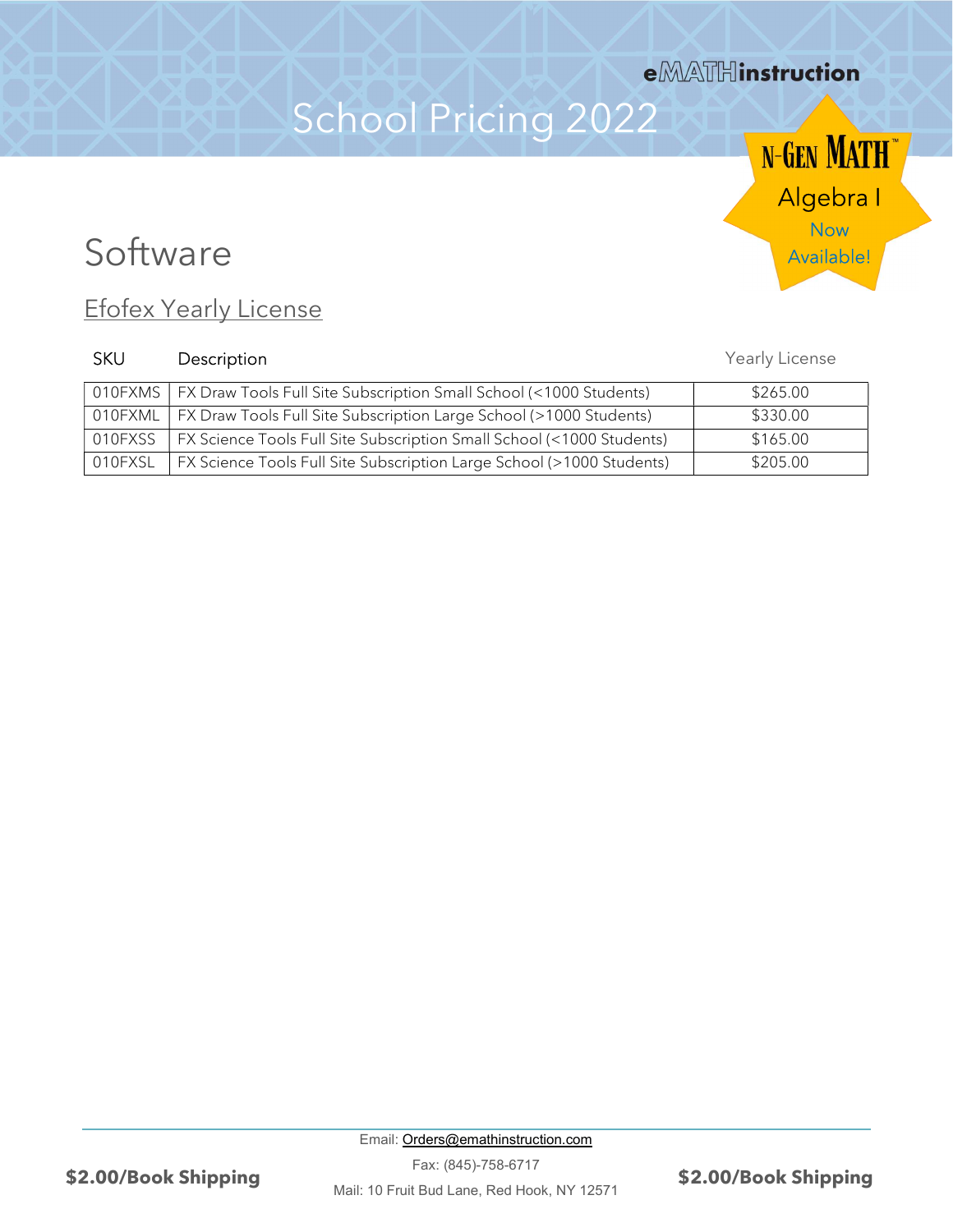eMATHinstruction

# School Pricing 2022

N-GEN MATH™
Algebra I
Now Available!

## Software

### Efofex Yearly License

| SKU | Description | Yearly License |
|---|---|---|
| 010FXMS | FX Draw Tools Full Site Subscription Small School (<1000 Students) | $265.00 |
| 010FXML | FX Draw Tools Full Site Subscription Large School (>1000 Students) | $330.00 |
| 010FXSS | FX Science Tools Full Site Subscription Small School (<1000 Students) | $165.00 |
| 010FXSL | FX Science Tools Full Site Subscription Large School (>1000 Students) | $205.00 |

**$2.00/Book Shipping**

Email: Orders@emathinstruction.com

Fax: (845)-758-6717

Mail: 10 Fruit Bud Lane, Red Hook, NY 12571

**$2.00/Book Shipping**